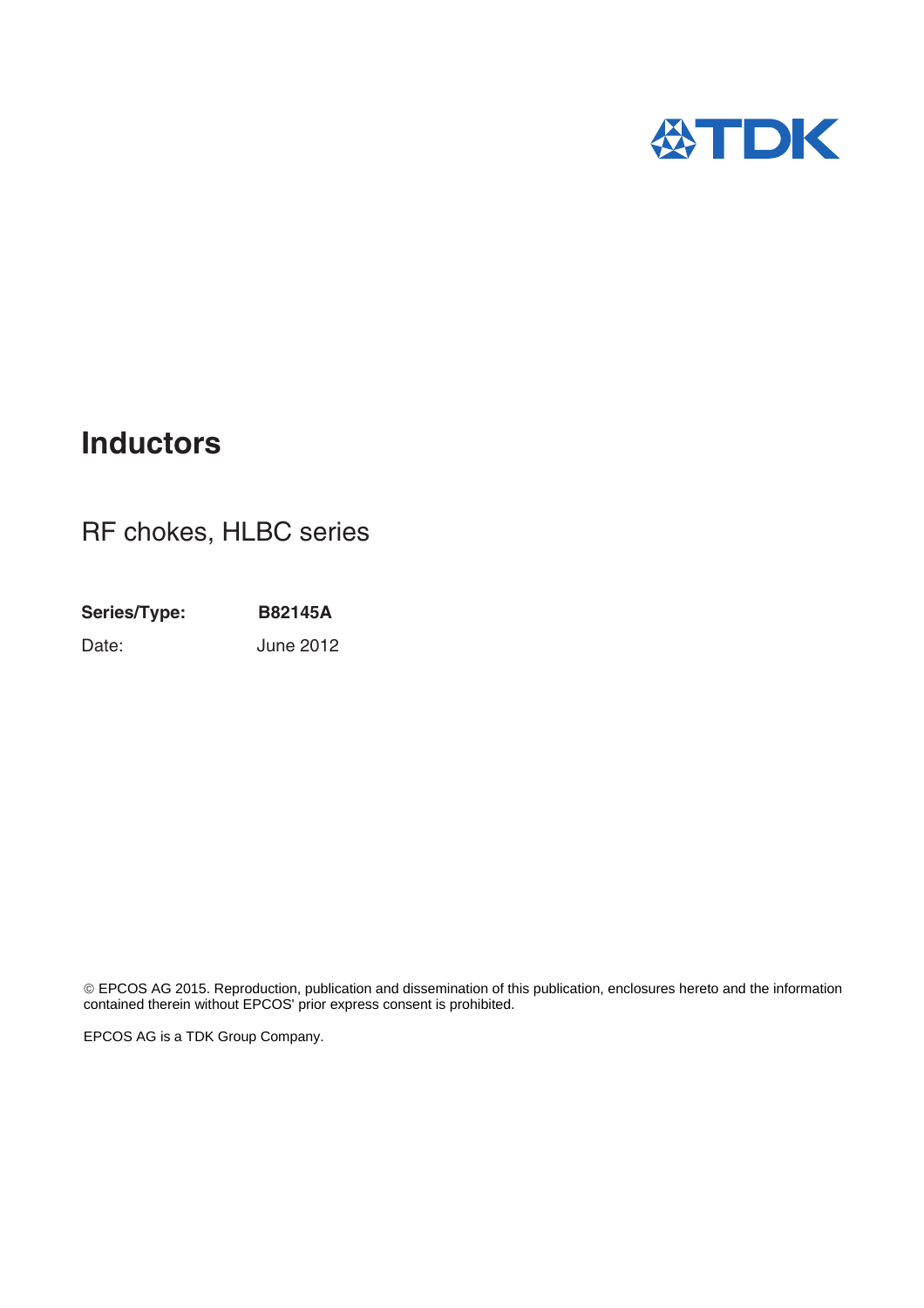TDK

# Inductors

## RF chokes, HLBC series

**Series/Type:** **B82145A**

Date: June 2012

© EPCOS AG 2015. Reproduction, publication and dissemination of this publication, enclosures hereto and the information contained therein without EPCOS' prior express consent is prohibited.

EPCOS AG is a TDK Group Company.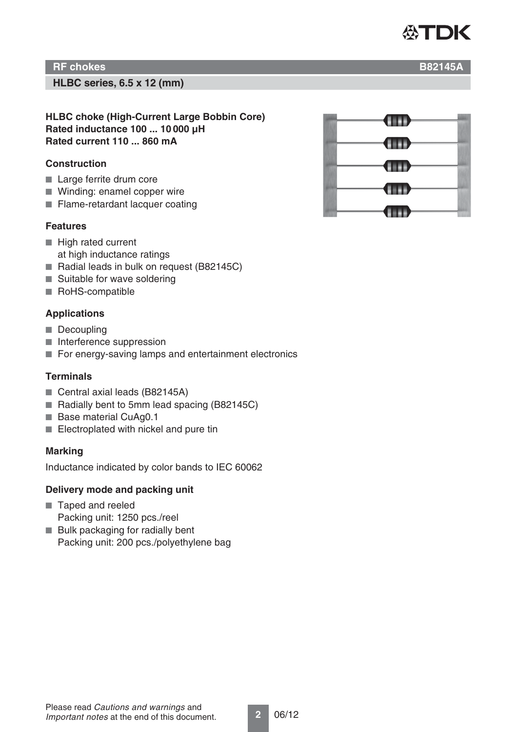## RF chokes B82145A

### HLBC series, 6.5 x 12 (mm)

**HLBC choke (High-Current Large Bobbin Core)**
**Rated inductance 100 ... 10 000 µH**
**Rated current 110 ... 860 mA**

**Construction**

- Large ferrite drum core
- Winding: enamel copper wire
- Flame-retardant lacquer coating

**Features**

- High rated current at high inductance ratings
- Radial leads in bulk on request (B82145C)
- Suitable for wave soldering
- RoHS-compatible

**Applications**

- Decoupling
- Interference suppression
- For energy-saving lamps and entertainment electronics

**Terminals**

- Central axial leads (B82145A)
- Radially bent to 5mm lead spacing (B82145C)
- Base material CuAg0.1
- Electroplated with nickel and pure tin

**Marking**

Inductance indicated by color bands to IEC 60062

**Delivery mode and packing unit**

- Taped and reeled
  Packing unit: 1250 pcs./reel
- Bulk packaging for radially bent
  Packing unit: 200 pcs./polyethylene bag

Please read *Cautions and warnings* and *Important notes* at the end of this document.

06/12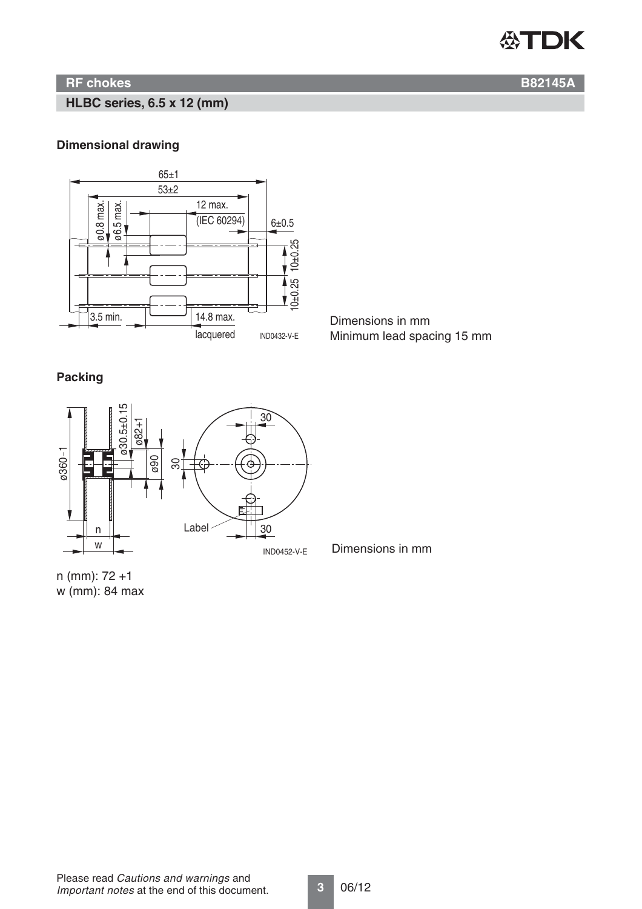## RF chokes B82145A

### HLBC series, 6.5 x 12 (mm)

**Dimensional drawing**

Dimensions in mm
Minimum lead spacing 15 mm

**Packing**

Dimensions in mm

n (mm): 72 +1
w (mm): 84 max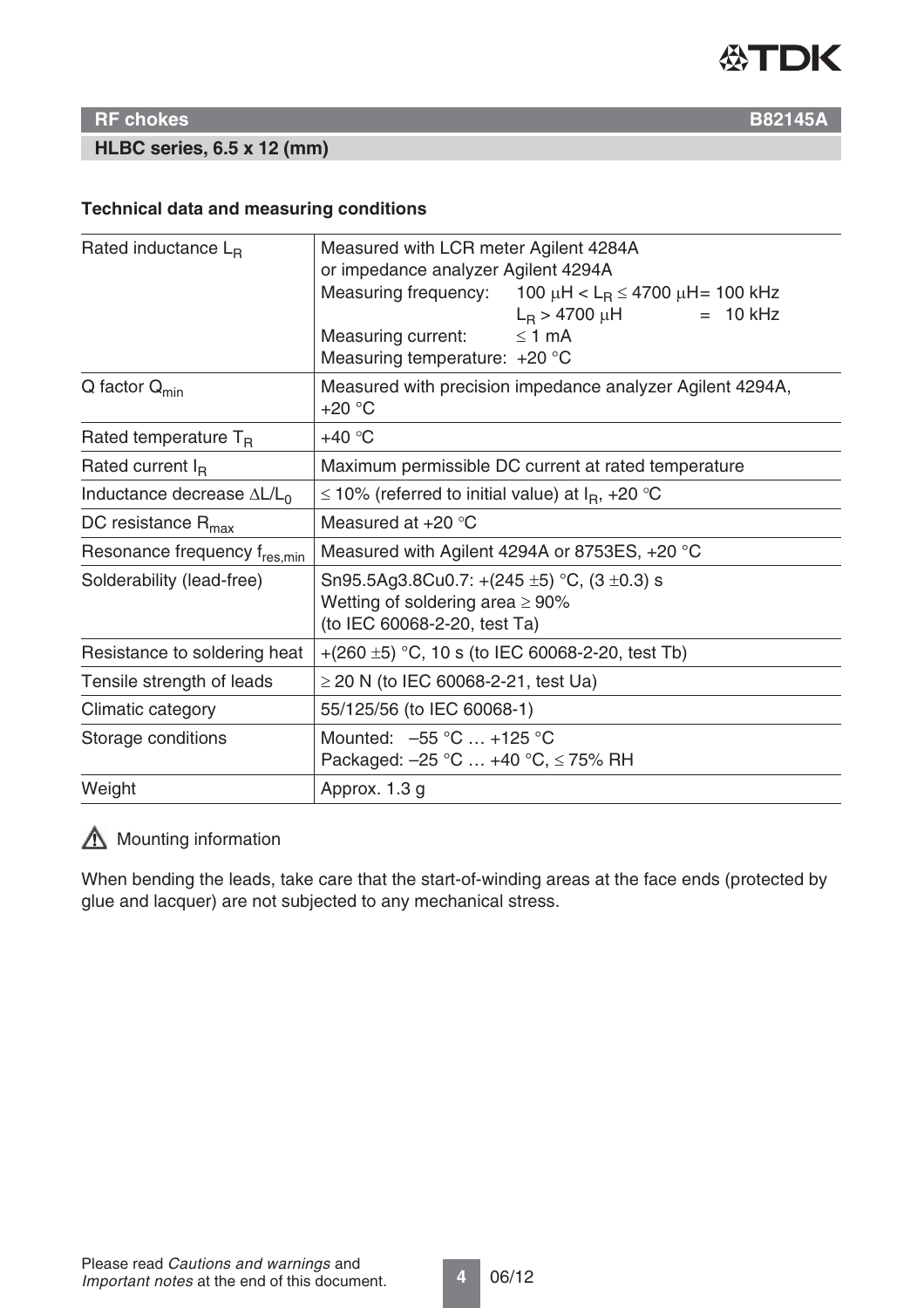## RF chokes B82145A

### HLBC series, 6.5 x 12 (mm)

#### Technical data and measuring conditions

| | |
|---|---|
| Rated inductance $L_R$ | Measured with LCR meter Agilent 4284A or impedance analyzer Agilent 4294A<br>Measuring frequency: 100 μH < $L_R$ ≤ 4700 μH = 100 kHz; $L_R$ > 4700 μH = 10 kHz<br>Measuring current: ≤ 1 mA<br>Measuring temperature: +20 °C |
| Q factor $Q_{min}$ | Measured with precision impedance analyzer Agilent 4294A, +20 °C |
| Rated temperature $T_R$ | +40 °C |
| Rated current $I_R$ | Maximum permissible DC current at rated temperature |
| Inductance decrease $\Delta L/L_0$ | ≤ 10% (referred to initial value) at $I_R$, +20 °C |
| DC resistance $R_{max}$ | Measured at +20 °C |
| Resonance frequency $f_{res,min}$ | Measured with Agilent 4294A or 8753ES, +20 °C |
| Solderability (lead-free) | Sn95.5Ag3.8Cu0.7: +(245 ±5) °C, (3 ±0.3) s<br>Wetting of soldering area ≥ 90%<br>(to IEC 60068-2-20, test Ta) |
| Resistance to soldering heat | +(260 ±5) °C, 10 s (to IEC 60068-2-20, test Tb) |
| Tensile strength of leads | ≥ 20 N (to IEC 60068-2-21, test Ua) |
| Climatic category | 55/125/56 (to IEC 60068-1) |
| Storage conditions | Mounted: –55 °C … +125 °C<br>Packaged: –25 °C … +40 °C, ≤ 75% RH |
| Weight | Approx. 1.3 g |

⚠ Mounting information

When bending the leads, take care that the start-of-winding areas at the face ends (protected by glue and lacquer) are not subjected to any mechanical stress.

Please read *Cautions and warnings* and *Important notes* at the end of this document.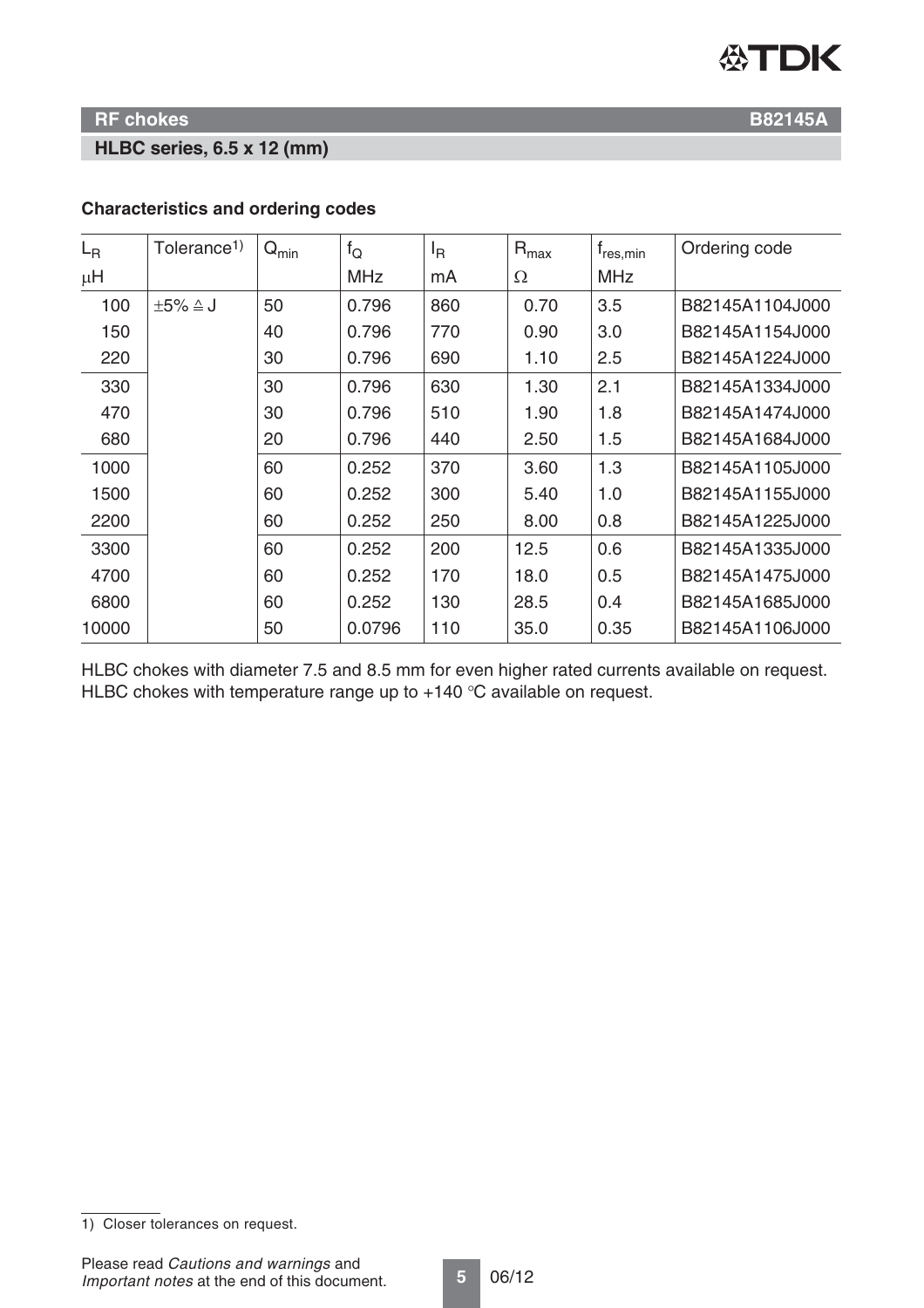**RF chokes** **B82145A**

**HLBC series, 6.5 x 12 (mm)**

**Characteristics and ordering codes**

| $L_R$ µH | Tolerance[1)] | $Q_{min}$ | $f_Q$ MHz | $I_R$ mA | $R_{max}$ Ω | $f_{res,min}$ MHz | Ordering code |
|---|---|---|---|---|---|---|---|
| 100 | ±5% ≙ J | 50 | 0.796 | 860 | 0.70 | 3.5 | B82145A1104J000 |
| 150 | | 40 | 0.796 | 770 | 0.90 | 3.0 | B82145A1154J000 |
| 220 | | 30 | 0.796 | 690 | 1.10 | 2.5 | B82145A1224J000 |
| 330 | | 30 | 0.796 | 630 | 1.30 | 2.1 | B82145A1334J000 |
| 470 | | 30 | 0.796 | 510 | 1.90 | 1.8 | B82145A1474J000 |
| 680 | | 20 | 0.796 | 440 | 2.50 | 1.5 | B82145A1684J000 |
| 1000 | | 60 | 0.252 | 370 | 3.60 | 1.3 | B82145A1105J000 |
| 1500 | | 60 | 0.252 | 300 | 5.40 | 1.0 | B82145A1155J000 |
| 2200 | | 60 | 0.252 | 250 | 8.00 | 0.8 | B82145A1225J000 |
| 3300 | | 60 | 0.252 | 200 | 12.5 | 0.6 | B82145A1335J000 |
| 4700 | | 60 | 0.252 | 170 | 18.0 | 0.5 | B82145A1475J000 |
| 6800 | | 60 | 0.252 | 130 | 28.5 | 0.4 | B82145A1685J000 |
| 10000 | | 50 | 0.0796 | 110 | 35.0 | 0.35 | B82145A1106J000 |

HLBC chokes with diameter 7.5 and 8.5 mm for even higher rated currents available on request.
HLBC chokes with temperature range up to +140 °C available on request.

1) Closer tolerances on request.

Please read *Cautions and warnings* and *Important notes* at the end of this document.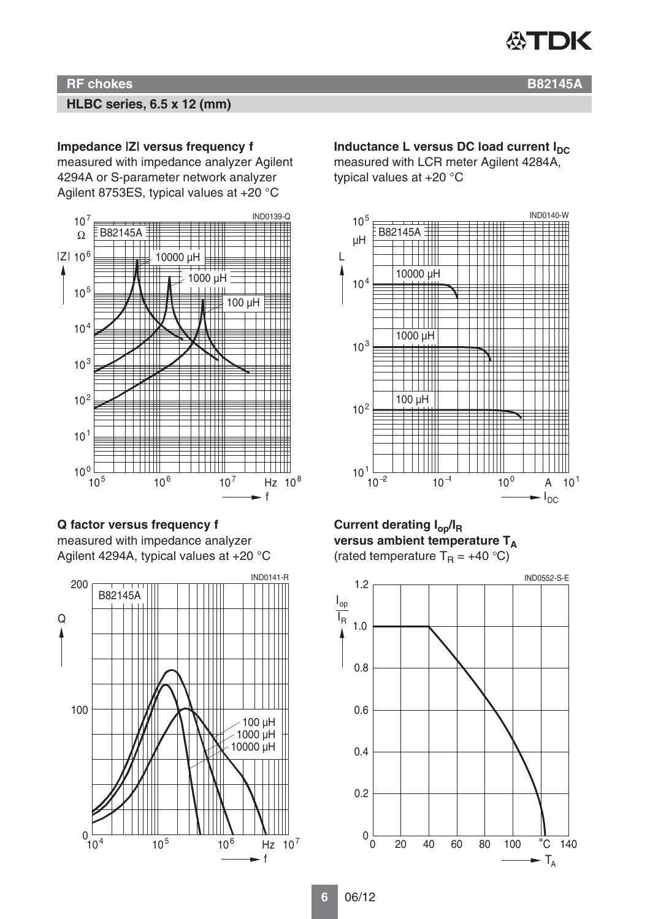## RF chokes B82145A

### HLBC series, 6.5 x 12 (mm)

**Impedance |Z| versus frequency f**
measured with impedance analyzer Agilent 4294A or S-parameter network analyzer Agilent 8753ES, typical values at +20 °C

**Inductance L versus DC load current $I_{DC}$**
measured with LCR meter Agilent 4284A, typical values at +20 °C

**Q factor versus frequency f**
measured with impedance analyzer Agilent 4294A, typical values at +20 °C

**Current derating $I_{op}/I_R$ versus ambient temperature $T_A$**
(rated temperature $T_R$ = +40 °C)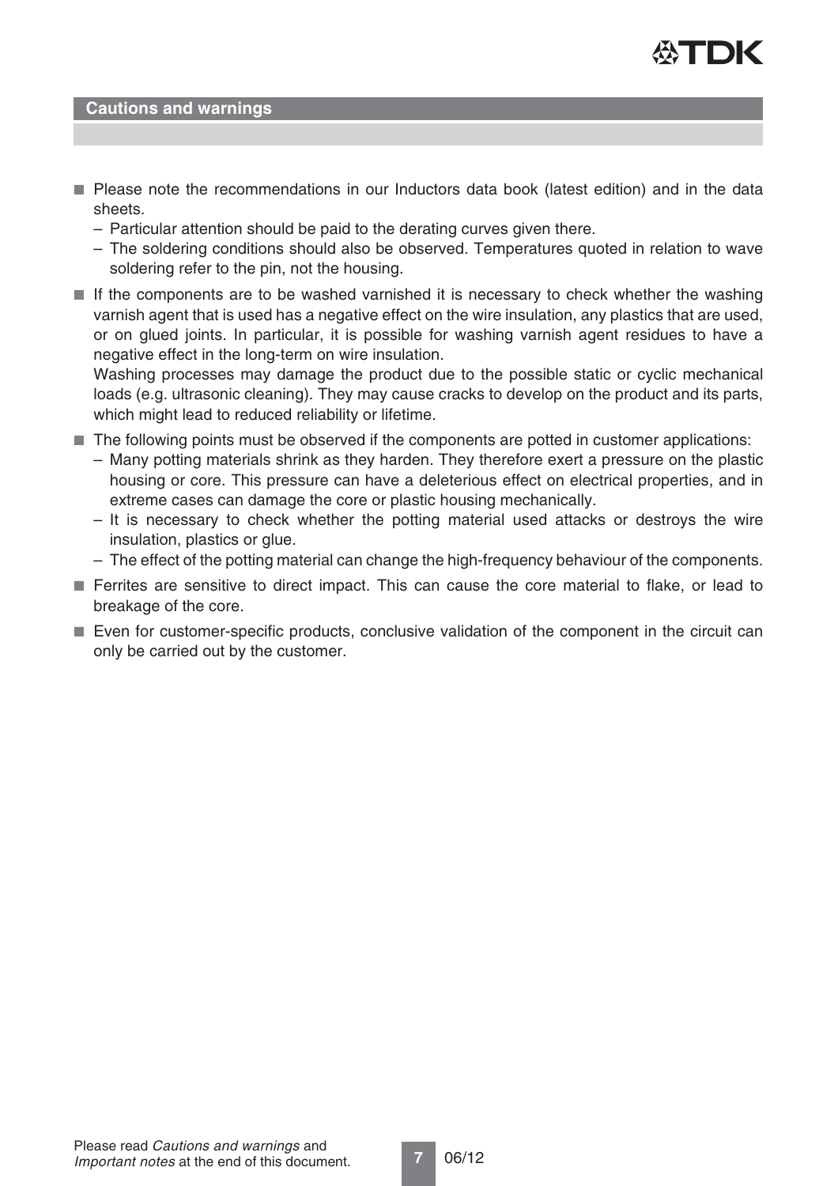## Cautions and warnings

- Please note the recommendations in our Inductors data book (latest edition) and in the data sheets.
  - Particular attention should be paid to the derating curves given there.
  - The soldering conditions should also be observed. Temperatures quoted in relation to wave soldering refer to the pin, not the housing.
- If the components are to be washed varnished it is necessary to check whether the washing varnish agent that is used has a negative effect on the wire insulation, any plastics that are used, or on glued joints. In particular, it is possible for washing varnish agent residues to have a negative effect in the long-term on wire insulation.
  Washing processes may damage the product due to the possible static or cyclic mechanical loads (e.g. ultrasonic cleaning). They may cause cracks to develop on the product and its parts, which might lead to reduced reliability or lifetime.
- The following points must be observed if the components are potted in customer applications:
  - Many potting materials shrink as they harden. They therefore exert a pressure on the plastic housing or core. This pressure can have a deleterious effect on electrical properties, and in extreme cases can damage the core or plastic housing mechanically.
  - It is necessary to check whether the potting material used attacks or destroys the wire insulation, plastics or glue.
  - The effect of the potting material can change the high-frequency behaviour of the components.
- Ferrites are sensitive to direct impact. This can cause the core material to flake, or lead to breakage of the core.
- Even for customer-specific products, conclusive validation of the component in the circuit can only be carried out by the customer.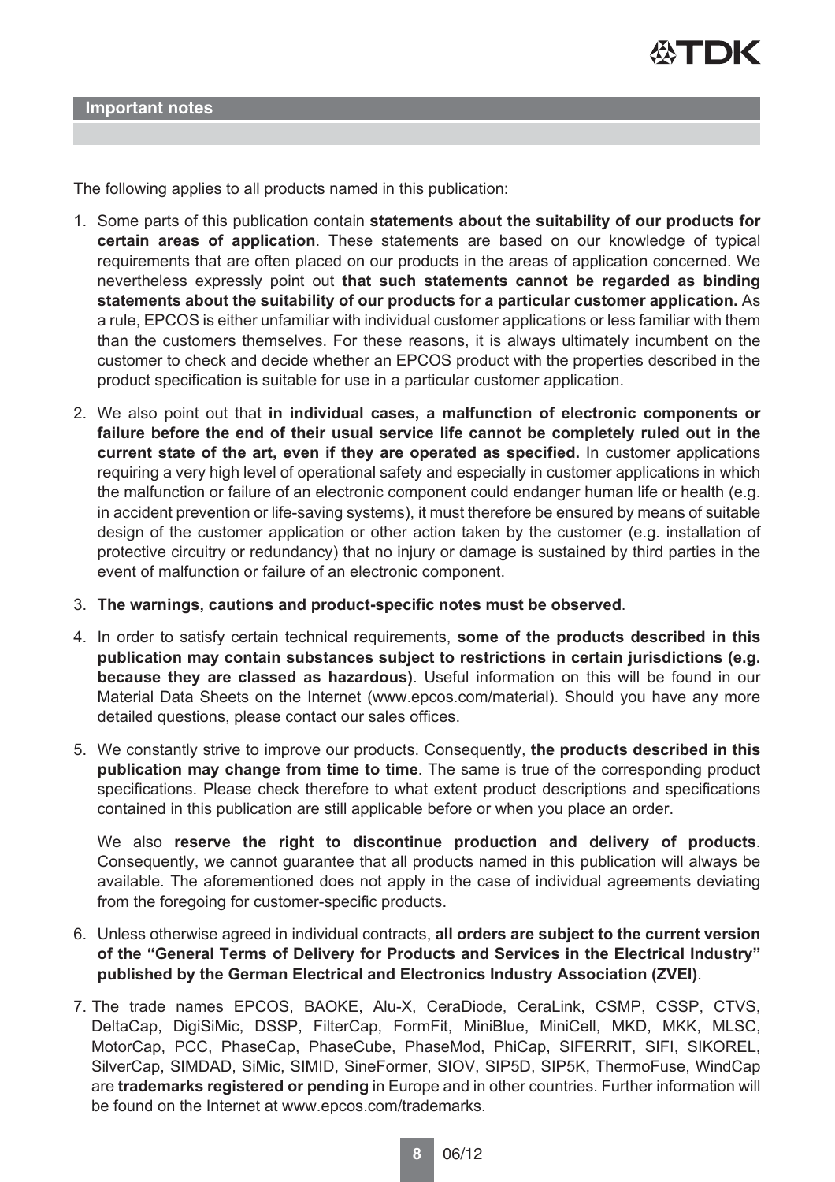## Important notes

The following applies to all products named in this publication:

1. Some parts of this publication contain **statements about the suitability of our products for certain areas of application**. These statements are based on our knowledge of typical requirements that are often placed on our products in the areas of application concerned. We nevertheless expressly point out **that such statements cannot be regarded as binding statements about the suitability of our products for a particular customer application.** As a rule, EPCOS is either unfamiliar with individual customer applications or less familiar with them than the customers themselves. For these reasons, it is always ultimately incumbent on the customer to check and decide whether an EPCOS product with the properties described in the product specification is suitable for use in a particular customer application.
2. We also point out that **in individual cases, a malfunction of electronic components or failure before the end of their usual service life cannot be completely ruled out in the current state of the art, even if they are operated as specified.** In customer applications requiring a very high level of operational safety and especially in customer applications in which the malfunction or failure of an electronic component could endanger human life or health (e.g. in accident prevention or life-saving systems), it must therefore be ensured by means of suitable design of the customer application or other action taken by the customer (e.g. installation of protective circuitry or redundancy) that no injury or damage is sustained by third parties in the event of malfunction or failure of an electronic component.
3. **The warnings, cautions and product-specific notes must be observed**.
4. In order to satisfy certain technical requirements, **some of the products described in this publication may contain substances subject to restrictions in certain jurisdictions (e.g. because they are classed as hazardous)**. Useful information on this will be found in our Material Data Sheets on the Internet (www.epcos.com/material). Should you have any more detailed questions, please contact our sales offices.
5. We constantly strive to improve our products. Consequently, **the products described in this publication may change from time to time**. The same is true of the corresponding product specifications. Please check therefore to what extent product descriptions and specifications contained in this publication are still applicable before or when you place an order.

   We also **reserve the right to discontinue production and delivery of products**. Consequently, we cannot guarantee that all products named in this publication will always be available. The aforementioned does not apply in the case of individual agreements deviating from the foregoing for customer-specific products.
6. Unless otherwise agreed in individual contracts, **all orders are subject to the current version of the "General Terms of Delivery for Products and Services in the Electrical Industry" published by the German Electrical and Electronics Industry Association (ZVEI)**.
7. The trade names EPCOS, BAOKE, Alu-X, CeraDiode, CeraLink, CSMP, CSSP, CTVS, DeltaCap, DigiSiMic, DSSP, FilterCap, FormFit, MiniBlue, MiniCell, MKD, MKK, MLSC, MotorCap, PCC, PhaseCap, PhaseCube, PhaseMod, PhiCap, SIFERRIT, SIFI, SIKOREL, SilverCap, SIMDAD, SiMic, SIMID, SineFormer, SIOV, SIP5D, SIP5K, ThermoFuse, WindCap are **trademarks registered or pending** in Europe and in other countries. Further information will be found on the Internet at www.epcos.com/trademarks.